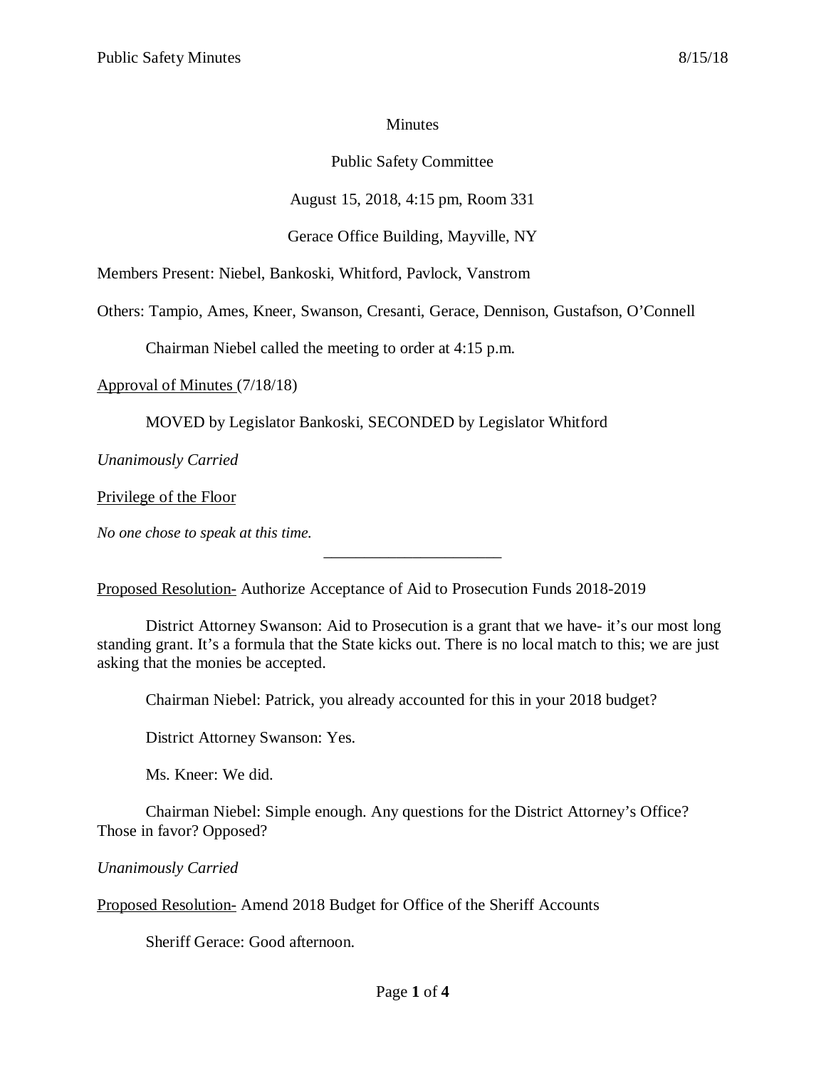Minutes

Public Safety Committee

August 15, 2018, 4:15 pm, Room 331

Gerace Office Building, Mayville, NY

Members Present: Niebel, Bankoski, Whitford, Pavlock, Vanstrom

Others: Tampio, Ames, Kneer, Swanson, Cresanti, Gerace, Dennison, Gustafson, O'Connell

Chairman Niebel called the meeting to order at 4:15 p.m.

Approval of Minutes (7/18/18)

MOVED by Legislator Bankoski, SECONDED by Legislator Whitford

*Unanimously Carried*

Privilege of the Floor

*No one chose to speak at this time.*

---

Proposed Resolution- Authorize Acceptance of Aid to Prosecution Funds 2018-2019

District Attorney Swanson: Aid to Prosecution is a grant that we have- it's our most long standing grant. It's a formula that the State kicks out. There is no local match to this; we are just asking that the monies be accepted.

Chairman Niebel: Patrick, you already accounted for this in your 2018 budget?

District Attorney Swanson: Yes.

Ms. Kneer: We did.

Chairman Niebel: Simple enough. Any questions for the District Attorney's Office? Those in favor? Opposed?

*Unanimously Carried*

Proposed Resolution- Amend 2018 Budget for Office of the Sheriff Accounts

Sheriff Gerace: Good afternoon.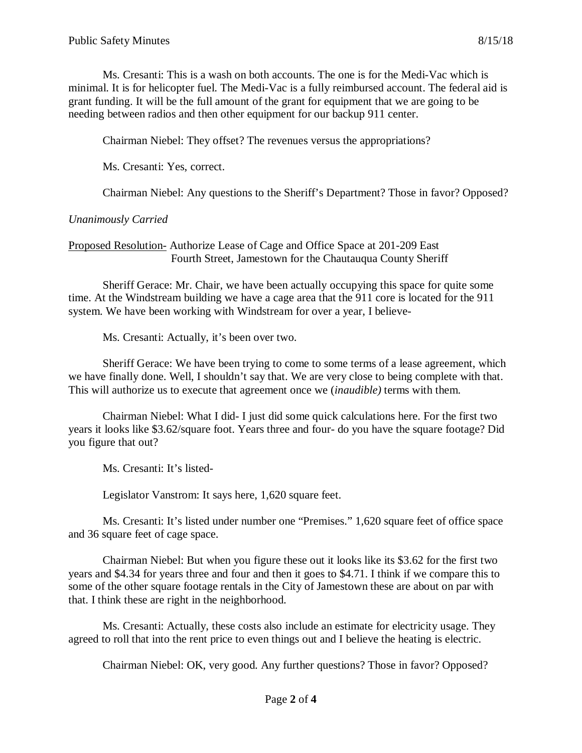Ms. Cresanti: This is a wash on both accounts. The one is for the Medi-Vac which is minimal. It is for helicopter fuel. The Medi-Vac is a fully reimbursed account. The federal aid is grant funding. It will be the full amount of the grant for equipment that we are going to be needing between radios and then other equipment for our backup 911 center.

Chairman Niebel: They offset? The revenues versus the appropriations?

Ms. Cresanti: Yes, correct.

Chairman Niebel: Any questions to the Sheriff's Department? Those in favor? Opposed?

*Unanimously Carried*

Proposed Resolution- Authorize Lease of Cage and Office Space at 201-209 East Fourth Street, Jamestown for the Chautauqua County Sheriff

Sheriff Gerace: Mr. Chair, we have been actually occupying this space for quite some time. At the Windstream building we have a cage area that the 911 core is located for the 911 system. We have been working with Windstream for over a year, I believe-

Ms. Cresanti: Actually, it's been over two.

Sheriff Gerace: We have been trying to come to some terms of a lease agreement, which we have finally done. Well, I shouldn't say that. We are very close to being complete with that. This will authorize us to execute that agreement once we (*inaudible)* terms with them.

Chairman Niebel: What I did- I just did some quick calculations here. For the first two years it looks like $3.62/square foot. Years three and four- do you have the square footage? Did you figure that out?

Ms. Cresanti: It's listed-

Legislator Vanstrom: It says here, 1,620 square feet.

Ms. Cresanti: It's listed under number one "Premises." 1,620 square feet of office space and 36 square feet of cage space.

Chairman Niebel: But when you figure these out it looks like its $3.62 for the first two years and $4.34 for years three and four and then it goes to $4.71. I think if we compare this to some of the other square footage rentals in the City of Jamestown these are about on par with that. I think these are right in the neighborhood.

Ms. Cresanti: Actually, these costs also include an estimate for electricity usage. They agreed to roll that into the rent price to even things out and I believe the heating is electric.

Chairman Niebel: OK, very good. Any further questions? Those in favor? Opposed?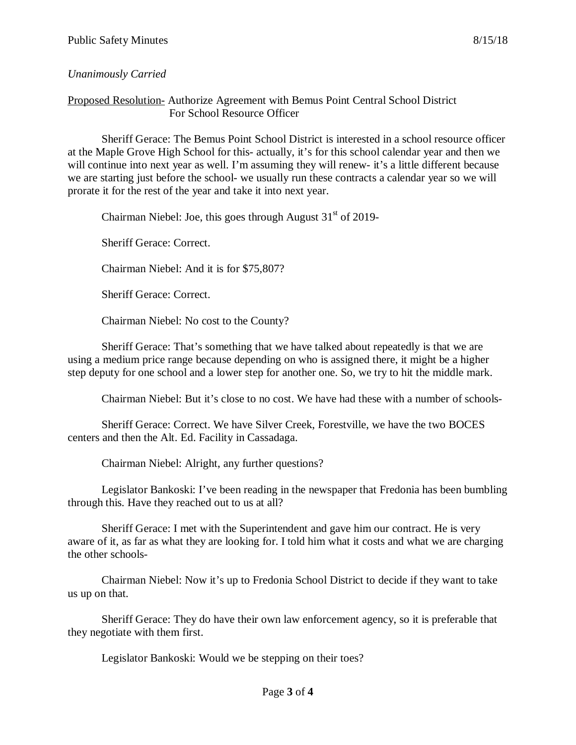*Unanimously Carried*

Proposed Resolution- Authorize Agreement with Bemus Point Central School District For School Resource Officer

Sheriff Gerace: The Bemus Point School District is interested in a school resource officer at the Maple Grove High School for this- actually, it's for this school calendar year and then we will continue into next year as well. I'm assuming they will renew- it's a little different because we are starting just before the school- we usually run these contracts a calendar year so we will prorate it for the rest of the year and take it into next year.

Chairman Niebel: Joe, this goes through August 31st of 2019-

Sheriff Gerace: Correct.

Chairman Niebel: And it is for $75,807?

Sheriff Gerace: Correct.

Chairman Niebel: No cost to the County?

Sheriff Gerace: That's something that we have talked about repeatedly is that we are using a medium price range because depending on who is assigned there, it might be a higher step deputy for one school and a lower step for another one. So, we try to hit the middle mark.

Chairman Niebel: But it's close to no cost. We have had these with a number of schools-

Sheriff Gerace: Correct. We have Silver Creek, Forestville, we have the two BOCES centers and then the Alt. Ed. Facility in Cassadaga.

Chairman Niebel: Alright, any further questions?

Legislator Bankoski: I've been reading in the newspaper that Fredonia has been bumbling through this. Have they reached out to us at all?

Sheriff Gerace: I met with the Superintendent and gave him our contract. He is very aware of it, as far as what they are looking for. I told him what it costs and what we are charging the other schools-

Chairman Niebel: Now it's up to Fredonia School District to decide if they want to take us up on that.

Sheriff Gerace: They do have their own law enforcement agency, so it is preferable that they negotiate with them first.

Legislator Bankoski: Would we be stepping on their toes?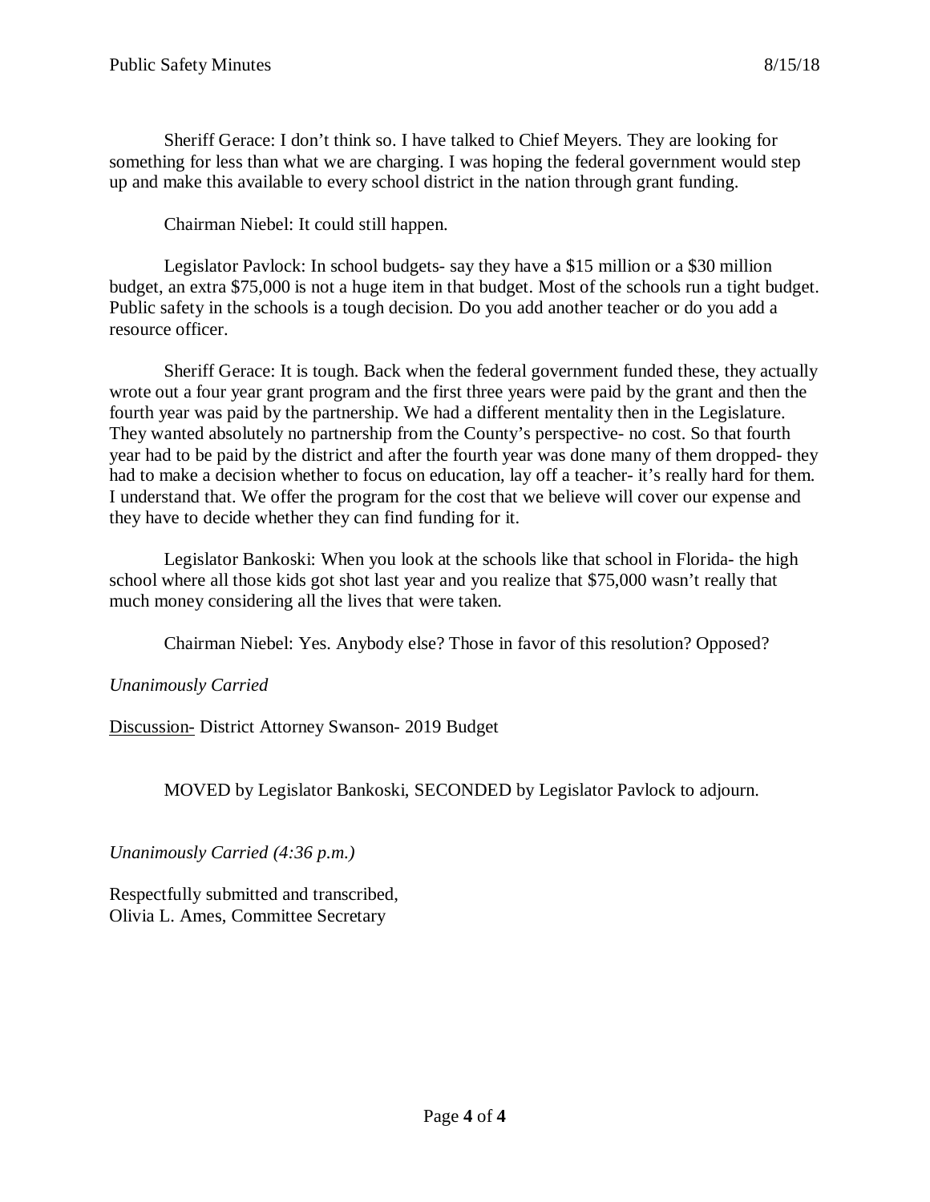Sheriff Gerace: I don't think so. I have talked to Chief Meyers. They are looking for something for less than what we are charging. I was hoping the federal government would step up and make this available to every school district in the nation through grant funding.

Chairman Niebel: It could still happen.

Legislator Pavlock: In school budgets- say they have a $15 million or a $30 million budget, an extra $75,000 is not a huge item in that budget. Most of the schools run a tight budget. Public safety in the schools is a tough decision. Do you add another teacher or do you add a resource officer.

Sheriff Gerace: It is tough. Back when the federal government funded these, they actually wrote out a four year grant program and the first three years were paid by the grant and then the fourth year was paid by the partnership. We had a different mentality then in the Legislature. They wanted absolutely no partnership from the County's perspective- no cost. So that fourth year had to be paid by the district and after the fourth year was done many of them dropped- they had to make a decision whether to focus on education, lay off a teacher- it's really hard for them. I understand that. We offer the program for the cost that we believe will cover our expense and they have to decide whether they can find funding for it.

Legislator Bankoski: When you look at the schools like that school in Florida- the high school where all those kids got shot last year and you realize that $75,000 wasn't really that much money considering all the lives that were taken.

Chairman Niebel: Yes. Anybody else? Those in favor of this resolution? Opposed?

*Unanimously Carried*

Discussion- District Attorney Swanson- 2019 Budget

MOVED by Legislator Bankoski, SECONDED by Legislator Pavlock to adjourn.

*Unanimously Carried (4:36 p.m.)*

Respectfully submitted and transcribed,
Olivia L. Ames, Committee Secretary